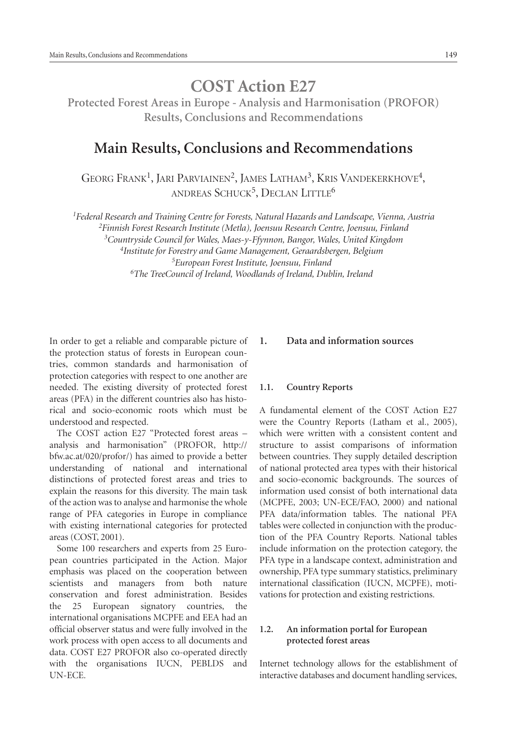# COST Action E27

**Protected Forest Areas in Europe - Analysis and Harmonisation (PROFOR) Results, Conclusions and Recommendations**

## Main Results, Conclusions and Recommendations

Georg Frank[1], Jari Parviainen[2], James Latham[3], Kris Vandekerkhove[4], Andreas Schuck[5], Declan Little[6]

*[1]Federal Research and Training Centre for Forests, Natural Hazards and Landscape, Vienna, Austria*
*[2]Finnish Forest Research Institute (Metla), Joensuu Research Centre, Joensuu, Finland*
*[3]Countryside Council for Wales, Maes-y-Ffynnon, Bangor, Wales, United Kingdom*
*[4]Institute for Forestry and Game Management, Geraardsbergen, Belgium*
*[5]European Forest Institute, Joensuu, Finland*
*[6]The TreeCouncil of Ireland, Woodlands of Ireland, Dublin, Ireland*

In order to get a reliable and comparable picture of the protection status of forests in European countries, common standards and harmonisation of protection categories with respect to one another are needed. The existing diversity of protected forest areas (PFA) in the different countries also has historical and socio-economic roots which must be understood and respected.

The COST action E27 "Protected forest areas – analysis and harmonisation" (PROFOR, http://bfw.ac.at/020/profor/) has aimed to provide a better understanding of national and international distinctions of protected forest areas and tries to explain the reasons for this diversity. The main task of the action was to analyse and harmonise the whole range of PFA categories in Europe in compliance with existing international categories for protected areas (COST, 2001).

Some 100 researchers and experts from 25 European countries participated in the Action. Major emphasis was placed on the cooperation between scientists and managers from both nature conservation and forest administration. Besides the 25 European signatory countries, the international organisations MCPFE and EEA had an official observer status and were fully involved in the work process with open access to all documents and data. COST E27 PROFOR also co-operated directly with the organisations IUCN, PEBLDS and UN-ECE.

### 1. Data and information sources

#### 1.1. Country Reports

A fundamental element of the COST Action E27 were the Country Reports (Latham et al., 2005), which were written with a consistent content and structure to assist comparisons of information between countries. They supply detailed description of national protected area types with their historical and socio-economic backgrounds. The sources of information used consist of both international data (MCPFE, 2003; UN-ECE/FAO, 2000) and national PFA data/information tables. The national PFA tables were collected in conjunction with the production of the PFA Country Reports. National tables include information on the protection category, the PFA type in a landscape context, administration and ownership, PFA type summary statistics, preliminary international classification (IUCN, MCPFE), motivations for protection and existing restrictions.

#### 1.2. An information portal for European protected forest areas

Internet technology allows for the establishment of interactive databases and document handling services,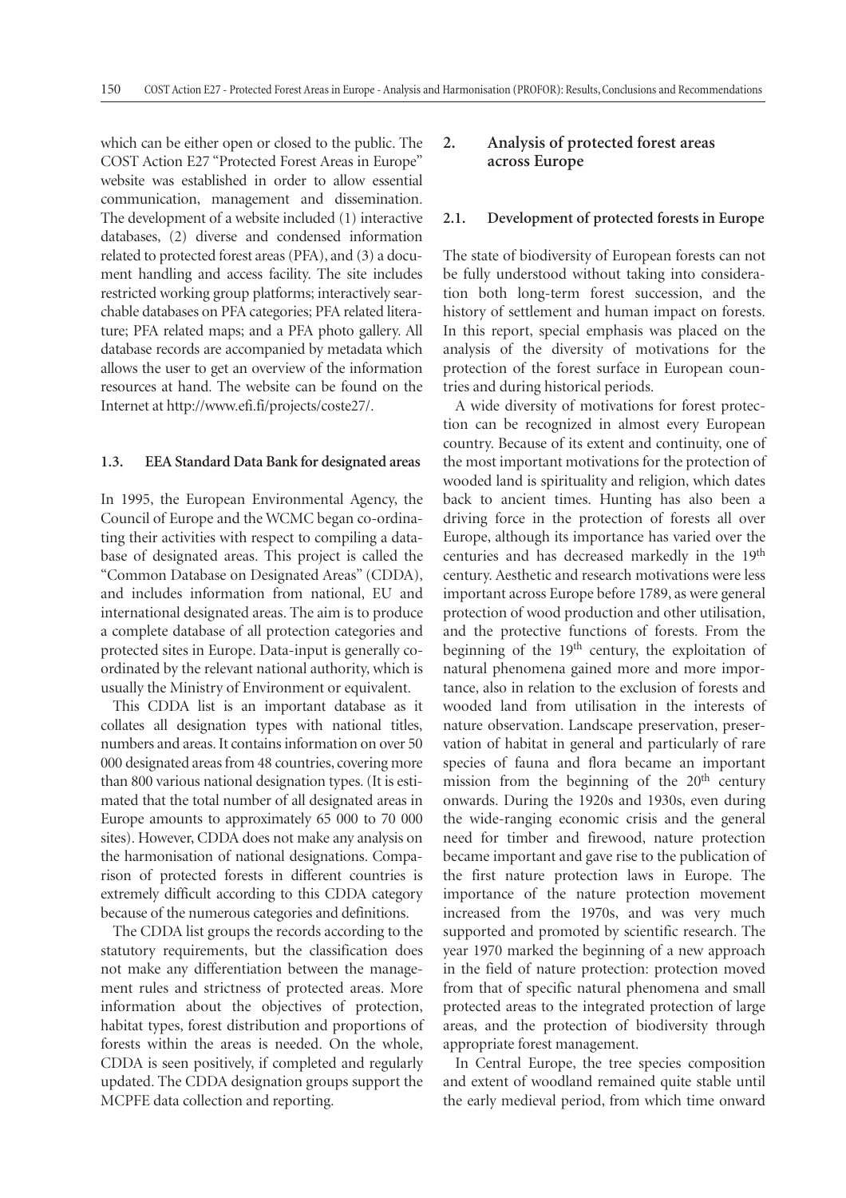which can be either open or closed to the public. The COST Action E27 "Protected Forest Areas in Europe" website was established in order to allow essential communication, management and dissemination. The development of a website included (1) interactive databases, (2) diverse and condensed information related to protected forest areas (PFA), and (3) a document handling and access facility. The site includes restricted working group platforms; interactively searchable databases on PFA categories; PFA related literature; PFA related maps; and a PFA photo gallery. All database records are accompanied by metadata which allows the user to get an overview of the information resources at hand. The website can be found on the Internet at http://www.efi.fi/projects/coste27/.

### 1.3. EEA Standard Data Bank for designated areas

In 1995, the European Environmental Agency, the Council of Europe and the WCMC began co-ordinating their activities with respect to compiling a database of designated areas. This project is called the "Common Database on Designated Areas" (CDDA), and includes information from national, EU and international designated areas. The aim is to produce a complete database of all protection categories and protected sites in Europe. Data-input is generally co-ordinated by the relevant national authority, which is usually the Ministry of Environment or equivalent.

This CDDA list is an important database as it collates all designation types with national titles, numbers and areas. It contains information on over 50 000 designated areas from 48 countries, covering more than 800 various national designation types. (It is estimated that the total number of all designated areas in Europe amounts to approximately 65 000 to 70 000 sites). However, CDDA does not make any analysis on the harmonisation of national designations. Comparison of protected forests in different countries is extremely difficult according to this CDDA category because of the numerous categories and definitions.

The CDDA list groups the records according to the statutory requirements, but the classification does not make any differentiation between the management rules and strictness of protected areas. More information about the objectives of protection, habitat types, forest distribution and proportions of forests within the areas is needed. On the whole, CDDA is seen positively, if completed and regularly updated. The CDDA designation groups support the MCPFE data collection and reporting.

## 2. Analysis of protected forest areas across Europe

### 2.1. Development of protected forests in Europe

The state of biodiversity of European forests can not be fully understood without taking into consideration both long-term forest succession, and the history of settlement and human impact on forests. In this report, special emphasis was placed on the analysis of the diversity of motivations for the protection of the forest surface in European countries and during historical periods.

A wide diversity of motivations for forest protection can be recognized in almost every European country. Because of its extent and continuity, one of the most important motivations for the protection of wooded land is spirituality and religion, which dates back to ancient times. Hunting has also been a driving force in the protection of forests all over Europe, although its importance has varied over the centuries and has decreased markedly in the 19th century. Aesthetic and research motivations were less important across Europe before 1789, as were general protection of wood production and other utilisation, and the protective functions of forests. From the beginning of the 19th century, the exploitation of natural phenomena gained more and more importance, also in relation to the exclusion of forests and wooded land from utilisation in the interests of nature observation. Landscape preservation, preservation of habitat in general and particularly of rare species of fauna and flora became an important mission from the beginning of the 20th century onwards. During the 1920s and 1930s, even during the wide-ranging economic crisis and the general need for timber and firewood, nature protection became important and gave rise to the publication of the first nature protection laws in Europe. The importance of the nature protection movement increased from the 1970s, and was very much supported and promoted by scientific research. The year 1970 marked the beginning of a new approach in the field of nature protection: protection moved from that of specific natural phenomena and small protected areas to the integrated protection of large areas, and the protection of biodiversity through appropriate forest management.

In Central Europe, the tree species composition and extent of woodland remained quite stable until the early medieval period, from which time onward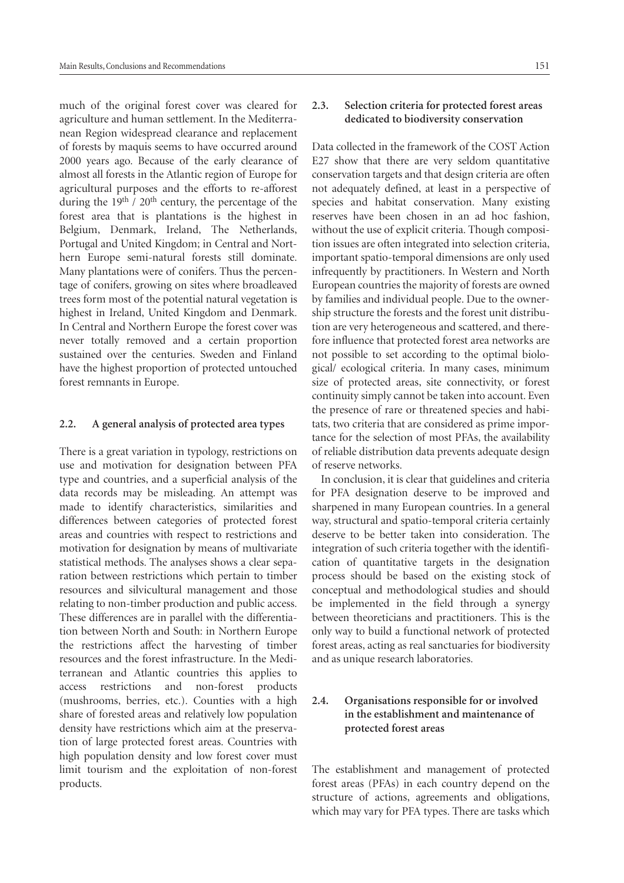much of the original forest cover was cleared for agriculture and human settlement. In the Mediterranean Region widespread clearance and replacement of forests by maquis seems to have occurred around 2000 years ago. Because of the early clearance of almost all forests in the Atlantic region of Europe for agricultural purposes and the efforts to re-afforest during the 19th / 20th century, the percentage of the forest area that is plantations is the highest in Belgium, Denmark, Ireland, The Netherlands, Portugal and United Kingdom; in Central and Northern Europe semi-natural forests still dominate. Many plantations were of conifers. Thus the percentage of conifers, growing on sites where broadleaved trees form most of the potential natural vegetation is highest in Ireland, United Kingdom and Denmark. In Central and Northern Europe the forest cover was never totally removed and a certain proportion sustained over the centuries. Sweden and Finland have the highest proportion of protected untouched forest remnants in Europe.

### 2.2. A general analysis of protected area types

There is a great variation in typology, restrictions on use and motivation for designation between PFA type and countries, and a superficial analysis of the data records may be misleading. An attempt was made to identify characteristics, similarities and differences between categories of protected forest areas and countries with respect to restrictions and motivation for designation by means of multivariate statistical methods. The analyses shows a clear separation between restrictions which pertain to timber resources and silvicultural management and those relating to non-timber production and public access. These differences are in parallel with the differentiation between North and South: in Northern Europe the restrictions affect the harvesting of timber resources and the forest infrastructure. In the Mediterranean and Atlantic countries this applies to access restrictions and non-forest products (mushrooms, berries, etc.). Counties with a high share of forested areas and relatively low population density have restrictions which aim at the preservation of large protected forest areas. Countries with high population density and low forest cover must limit tourism and the exploitation of non-forest products.

### 2.3. Selection criteria for protected forest areas dedicated to biodiversity conservation

Data collected in the framework of the COST Action E27 show that there are very seldom quantitative conservation targets and that design criteria are often not adequately defined, at least in a perspective of species and habitat conservation. Many existing reserves have been chosen in an ad hoc fashion, without the use of explicit criteria. Though composition issues are often integrated into selection criteria, important spatio-temporal dimensions are only used infrequently by practitioners. In Western and North European countries the majority of forests are owned by families and individual people. Due to the ownership structure the forests and the forest unit distribution are very heterogeneous and scattered, and therefore influence that protected forest area networks are not possible to set according to the optimal biological/ ecological criteria. In many cases, minimum size of protected areas, site connectivity, or forest continuity simply cannot be taken into account. Even the presence of rare or threatened species and habitats, two criteria that are considered as prime importance for the selection of most PFAs, the availability of reliable distribution data prevents adequate design of reserve networks.

In conclusion, it is clear that guidelines and criteria for PFA designation deserve to be improved and sharpened in many European countries. In a general way, structural and spatio-temporal criteria certainly deserve to be better taken into consideration. The integration of such criteria together with the identification of quantitative targets in the designation process should be based on the existing stock of conceptual and methodological studies and should be implemented in the field through a synergy between theoreticians and practitioners. This is the only way to build a functional network of protected forest areas, acting as real sanctuaries for biodiversity and as unique research laboratories.

### 2.4. Organisations responsible for or involved in the establishment and maintenance of protected forest areas

The establishment and management of protected forest areas (PFAs) in each country depend on the structure of actions, agreements and obligations, which may vary for PFA types. There are tasks which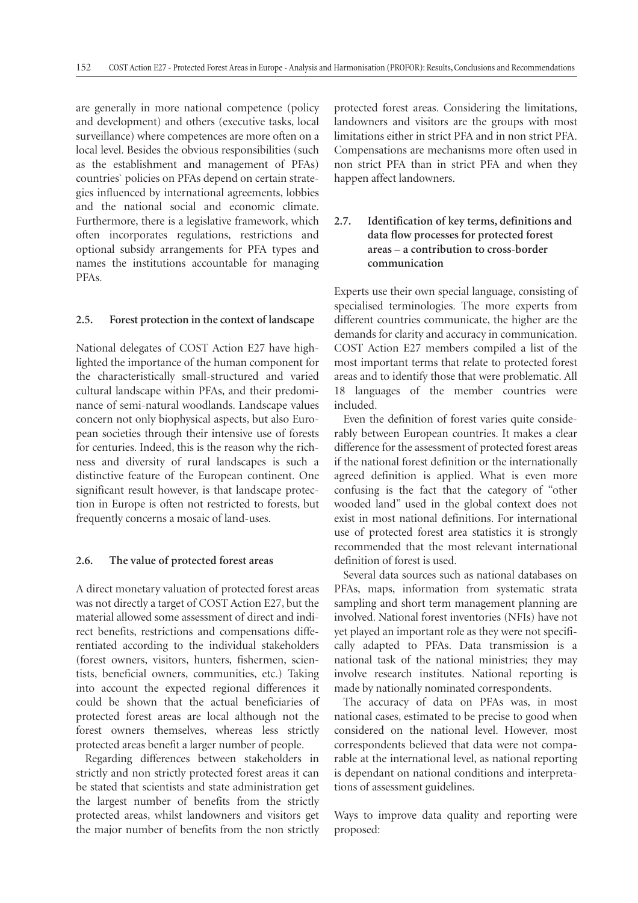are generally in more national competence (policy and development) and others (executive tasks, local surveillance) where competences are more often on a local level. Besides the obvious responsibilities (such as the establishment and management of PFAs) countries` policies on PFAs depend on certain strategies influenced by international agreements, lobbies and the national social and economic climate. Furthermore, there is a legislative framework, which often incorporates regulations, restrictions and optional subsidy arrangements for PFA types and names the institutions accountable for managing PFAs.

### 2.5. Forest protection in the context of landscape

National delegates of COST Action E27 have highlighted the importance of the human component for the characteristically small-structured and varied cultural landscape within PFAs, and their predominance of semi-natural woodlands. Landscape values concern not only biophysical aspects, but also European societies through their intensive use of forests for centuries. Indeed, this is the reason why the richness and diversity of rural landscapes is such a distinctive feature of the European continent. One significant result however, is that landscape protection in Europe is often not restricted to forests, but frequently concerns a mosaic of land-uses.

### 2.6. The value of protected forest areas

A direct monetary valuation of protected forest areas was not directly a target of COST Action E27, but the material allowed some assessment of direct and indirect benefits, restrictions and compensations differentiated according to the individual stakeholders (forest owners, visitors, hunters, fishermen, scientists, beneficial owners, communities, etc.) Taking into account the expected regional differences it could be shown that the actual beneficiaries of protected forest areas are local although not the forest owners themselves, whereas less strictly protected areas benefit a larger number of people.

Regarding differences between stakeholders in strictly and non strictly protected forest areas it can be stated that scientists and state administration get the largest number of benefits from the strictly protected areas, whilst landowners and visitors get the major number of benefits from the non strictly protected forest areas. Considering the limitations, landowners and visitors are the groups with most limitations either in strict PFA and in non strict PFA. Compensations are mechanisms more often used in non strict PFA than in strict PFA and when they happen affect landowners.

### 2.7. Identification of key terms, definitions and data flow processes for protected forest areas – a contribution to cross-border communication

Experts use their own special language, consisting of specialised terminologies. The more experts from different countries communicate, the higher are the demands for clarity and accuracy in communication. COST Action E27 members compiled a list of the most important terms that relate to protected forest areas and to identify those that were problematic. All 18 languages of the member countries were included.

Even the definition of forest varies quite considerably between European countries. It makes a clear difference for the assessment of protected forest areas if the national forest definition or the internationally agreed definition is applied. What is even more confusing is the fact that the category of "other wooded land" used in the global context does not exist in most national definitions. For international use of protected forest area statistics it is strongly recommended that the most relevant international definition of forest is used.

Several data sources such as national databases on PFAs, maps, information from systematic strata sampling and short term management planning are involved. National forest inventories (NFIs) have not yet played an important role as they were not specifically adapted to PFAs. Data transmission is a national task of the national ministries; they may involve research institutes. National reporting is made by nationally nominated correspondents.

The accuracy of data on PFAs was, in most national cases, estimated to be precise to good when considered on the national level. However, most correspondents believed that data were not comparable at the international level, as national reporting is dependant on national conditions and interpretations of assessment guidelines.

Ways to improve data quality and reporting were proposed: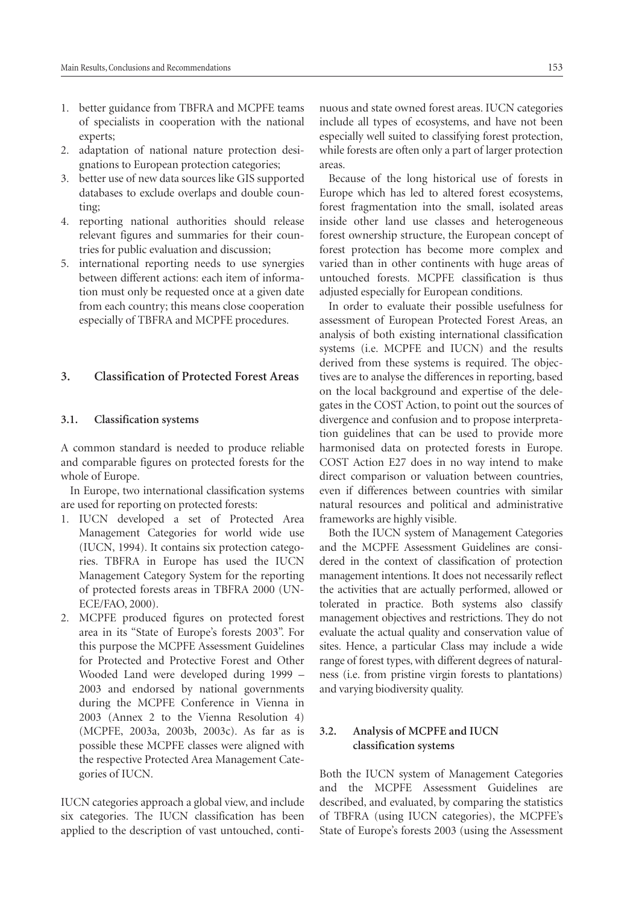1. better guidance from TBFRA and MCPFE teams of specialists in cooperation with the national experts;
2. adaptation of national nature protection designations to European protection categories;
3. better use of new data sources like GIS supported databases to exclude overlaps and double counting;
4. reporting national authorities should release relevant figures and summaries for their countries for public evaluation and discussion;
5. international reporting needs to use synergies between different actions: each item of information must only be requested once at a given date from each country; this means close cooperation especially of TBFRA and MCPFE procedures.

## 3. Classification of Protected Forest Areas

### 3.1. Classification systems

A common standard is needed to produce reliable and comparable figures on protected forests for the whole of Europe.

In Europe, two international classification systems are used for reporting on protected forests:

1. IUCN developed a set of Protected Area Management Categories for world wide use (IUCN, 1994). It contains six protection categories. TBFRA in Europe has used the IUCN Management Category System for the reporting of protected forests areas in TBFRA 2000 (UN-ECE/FAO, 2000).
2. MCPFE produced figures on protected forest area in its "State of Europe's forests 2003". For this purpose the MCPFE Assessment Guidelines for Protected and Protective Forest and Other Wooded Land were developed during 1999 – 2003 and endorsed by national governments during the MCPFE Conference in Vienna in 2003 (Annex 2 to the Vienna Resolution 4) (MCPFE, 2003a, 2003b, 2003c). As far as is possible these MCPFE classes were aligned with the respective Protected Area Management Categories of IUCN.

IUCN categories approach a global view, and include six categories. The IUCN classification has been applied to the description of vast untouched, continuous and state owned forest areas. IUCN categories include all types of ecosystems, and have not been especially well suited to classifying forest protection, while forests are often only a part of larger protection areas.

Because of the long historical use of forests in Europe which has led to altered forest ecosystems, forest fragmentation into the small, isolated areas inside other land use classes and heterogeneous forest ownership structure, the European concept of forest protection has become more complex and varied than in other continents with huge areas of untouched forests. MCPFE classification is thus adjusted especially for European conditions.

In order to evaluate their possible usefulness for assessment of European Protected Forest Areas, an analysis of both existing international classification systems (i.e. MCPFE and IUCN) and the results derived from these systems is required. The objectives are to analyse the differences in reporting, based on the local background and expertise of the delegates in the COST Action, to point out the sources of divergence and confusion and to propose interpretation guidelines that can be used to provide more harmonised data on protected forests in Europe. COST Action E27 does in no way intend to make direct comparison or valuation between countries, even if differences between countries with similar natural resources and political and administrative frameworks are highly visible.

Both the IUCN system of Management Categories and the MCPFE Assessment Guidelines are considered in the context of classification of protection management intentions. It does not necessarily reflect the activities that are actually performed, allowed or tolerated in practice. Both systems also classify management objectives and restrictions. They do not evaluate the actual quality and conservation value of sites. Hence, a particular Class may include a wide range of forest types, with different degrees of naturalness (i.e. from pristine virgin forests to plantations) and varying biodiversity quality.

### 3.2. Analysis of MCPFE and IUCN classification systems

Both the IUCN system of Management Categories and the MCPFE Assessment Guidelines are described, and evaluated, by comparing the statistics of TBFRA (using IUCN categories), the MCPFE's State of Europe's forests 2003 (using the Assessment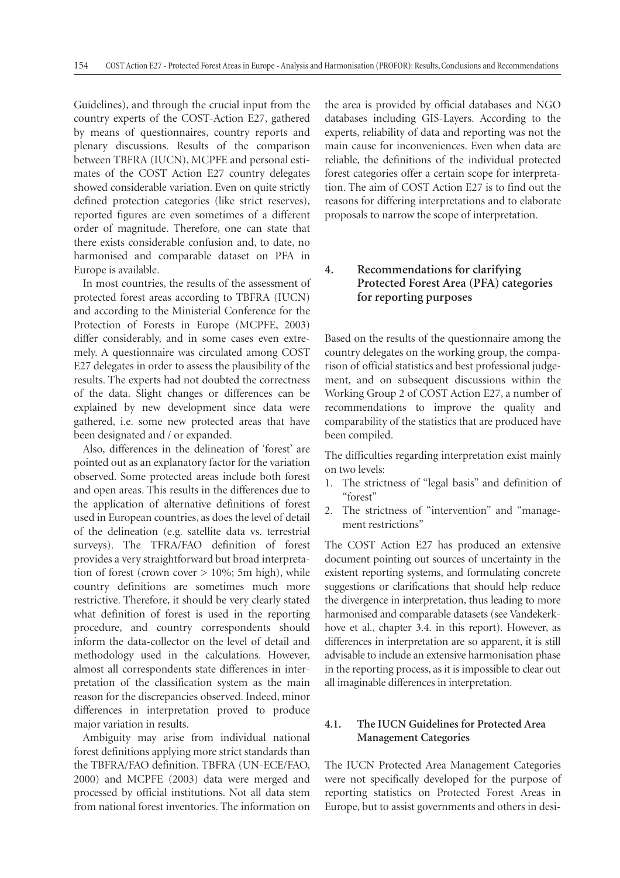Guidelines), and through the crucial input from the country experts of the COST-Action E27, gathered by means of questionnaires, country reports and plenary discussions. Results of the comparison between TBFRA (IUCN), MCPFE and personal estimates of the COST Action E27 country delegates showed considerable variation. Even on quite strictly defined protection categories (like strict reserves), reported figures are even sometimes of a different order of magnitude. Therefore, one can state that there exists considerable confusion and, to date, no harmonised and comparable dataset on PFA in Europe is available.

In most countries, the results of the assessment of protected forest areas according to TBFRA (IUCN) and according to the Ministerial Conference for the Protection of Forests in Europe (MCPFE, 2003) differ considerably, and in some cases even extremely. A questionnaire was circulated among COST E27 delegates in order to assess the plausibility of the results. The experts had not doubted the correctness of the data. Slight changes or differences can be explained by new development since data were gathered, i.e. some new protected areas that have been designated and / or expanded.

Also, differences in the delineation of 'forest' are pointed out as an explanatory factor for the variation observed. Some protected areas include both forest and open areas. This results in the differences due to the application of alternative definitions of forest used in European countries, as does the level of detail of the delineation (e.g. satellite data vs. terrestrial surveys). The TFRA/FAO definition of forest provides a very straightforward but broad interpretation of forest (crown cover > 10%; 5m high), while country definitions are sometimes much more restrictive. Therefore, it should be very clearly stated what definition of forest is used in the reporting procedure, and country correspondents should inform the data-collector on the level of detail and methodology used in the calculations. However, almost all correspondents state differences in interpretation of the classification system as the main reason for the discrepancies observed. Indeed, minor differences in interpretation proved to produce major variation in results.

Ambiguity may arise from individual national forest definitions applying more strict standards than the TBFRA/FAO definition. TBFRA (UN-ECE/FAO, 2000) and MCPFE (2003) data were merged and processed by official institutions. Not all data stem from national forest inventories. The information on the area is provided by official databases and NGO databases including GIS-Layers. According to the experts, reliability of data and reporting was not the main cause for inconveniences. Even when data are reliable, the definitions of the individual protected forest categories offer a certain scope for interpretation. The aim of COST Action E27 is to find out the reasons for differing interpretations and to elaborate proposals to narrow the scope of interpretation.

## 4. Recommendations for clarifying Protected Forest Area (PFA) categories for reporting purposes

Based on the results of the questionnaire among the country delegates on the working group, the comparison of official statistics and best professional judgement, and on subsequent discussions within the Working Group 2 of COST Action E27, a number of recommendations to improve the quality and comparability of the statistics that are produced have been compiled.

The difficulties regarding interpretation exist mainly on two levels:

1. The strictness of "legal basis" and definition of "forest"
2. The strictness of "intervention" and "management restrictions"

The COST Action E27 has produced an extensive document pointing out sources of uncertainty in the existent reporting systems, and formulating concrete suggestions or clarifications that should help reduce the divergence in interpretation, thus leading to more harmonised and comparable datasets (see Vandekerkhove et al., chapter 3.4. in this report). However, as differences in interpretation are so apparent, it is still advisable to include an extensive harmonisation phase in the reporting process, as it is impossible to clear out all imaginable differences in interpretation.

### 4.1. The IUCN Guidelines for Protected Area Management Categories

The IUCN Protected Area Management Categories were not specifically developed for the purpose of reporting statistics on Protected Forest Areas in Europe, but to assist governments and others in desi-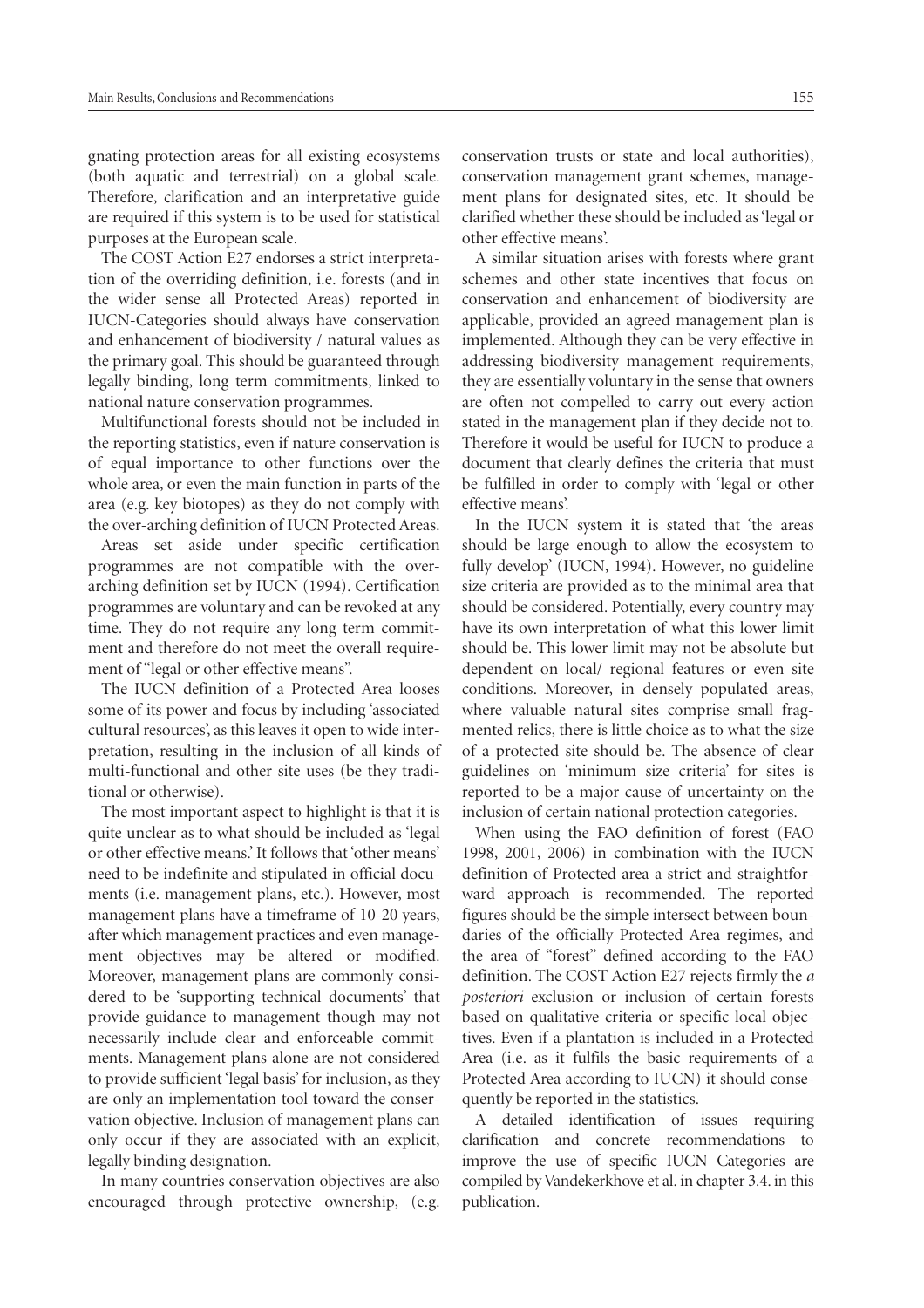gnating protection areas for all existing ecosystems (both aquatic and terrestrial) on a global scale. Therefore, clarification and an interpretative guide are required if this system is to be used for statistical purposes at the European scale.

The COST Action E27 endorses a strict interpretation of the overriding definition, i.e. forests (and in the wider sense all Protected Areas) reported in IUCN-Categories should always have conservation and enhancement of biodiversity / natural values as the primary goal. This should be guaranteed through legally binding, long term commitments, linked to national nature conservation programmes.

Multifunctional forests should not be included in the reporting statistics, even if nature conservation is of equal importance to other functions over the whole area, or even the main function in parts of the area (e.g. key biotopes) as they do not comply with the over-arching definition of IUCN Protected Areas.

Areas set aside under specific certification programmes are not compatible with the over-arching definition set by IUCN (1994). Certification programmes are voluntary and can be revoked at any time. They do not require any long term commitment and therefore do not meet the overall requirement of "legal or other effective means".

The IUCN definition of a Protected Area looses some of its power and focus by including 'associated cultural resources', as this leaves it open to wide interpretation, resulting in the inclusion of all kinds of multi-functional and other site uses (be they traditional or otherwise).

The most important aspect to highlight is that it is quite unclear as to what should be included as 'legal or other effective means.' It follows that 'other means' need to be indefinite and stipulated in official documents (i.e. management plans, etc.). However, most management plans have a timeframe of 10-20 years, after which management practices and even management objectives may be altered or modified. Moreover, management plans are commonly considered to be 'supporting technical documents' that provide guidance to management though may not necessarily include clear and enforceable commitments. Management plans alone are not considered to provide sufficient 'legal basis' for inclusion, as they are only an implementation tool toward the conservation objective. Inclusion of management plans can only occur if they are associated with an explicit, legally binding designation.

In many countries conservation objectives are also encouraged through protective ownership, (e.g. conservation trusts or state and local authorities), conservation management grant schemes, management plans for designated sites, etc. It should be clarified whether these should be included as 'legal or other effective means'.

A similar situation arises with forests where grant schemes and other state incentives that focus on conservation and enhancement of biodiversity are applicable, provided an agreed management plan is implemented. Although they can be very effective in addressing biodiversity management requirements, they are essentially voluntary in the sense that owners are often not compelled to carry out every action stated in the management plan if they decide not to. Therefore it would be useful for IUCN to produce a document that clearly defines the criteria that must be fulfilled in order to comply with 'legal or other effective means'.

In the IUCN system it is stated that 'the areas should be large enough to allow the ecosystem to fully develop' (IUCN, 1994). However, no guideline size criteria are provided as to the minimal area that should be considered. Potentially, every country may have its own interpretation of what this lower limit should be. This lower limit may not be absolute but dependent on local/ regional features or even site conditions. Moreover, in densely populated areas, where valuable natural sites comprise small fragmented relics, there is little choice as to what the size of a protected site should be. The absence of clear guidelines on 'minimum size criteria' for sites is reported to be a major cause of uncertainty on the inclusion of certain national protection categories.

When using the FAO definition of forest (FAO 1998, 2001, 2006) in combination with the IUCN definition of Protected area a strict and straightforward approach is recommended. The reported figures should be the simple intersect between boundaries of the officially Protected Area regimes, and the area of "forest" defined according to the FAO definition. The COST Action E27 rejects firmly the *a posteriori* exclusion or inclusion of certain forests based on qualitative criteria or specific local objectives. Even if a plantation is included in a Protected Area (i.e. as it fulfils the basic requirements of a Protected Area according to IUCN) it should consequently be reported in the statistics.

A detailed identification of issues requiring clarification and concrete recommendations to improve the use of specific IUCN Categories are compiled by Vandekerkhove et al. in chapter 3.4. in this publication.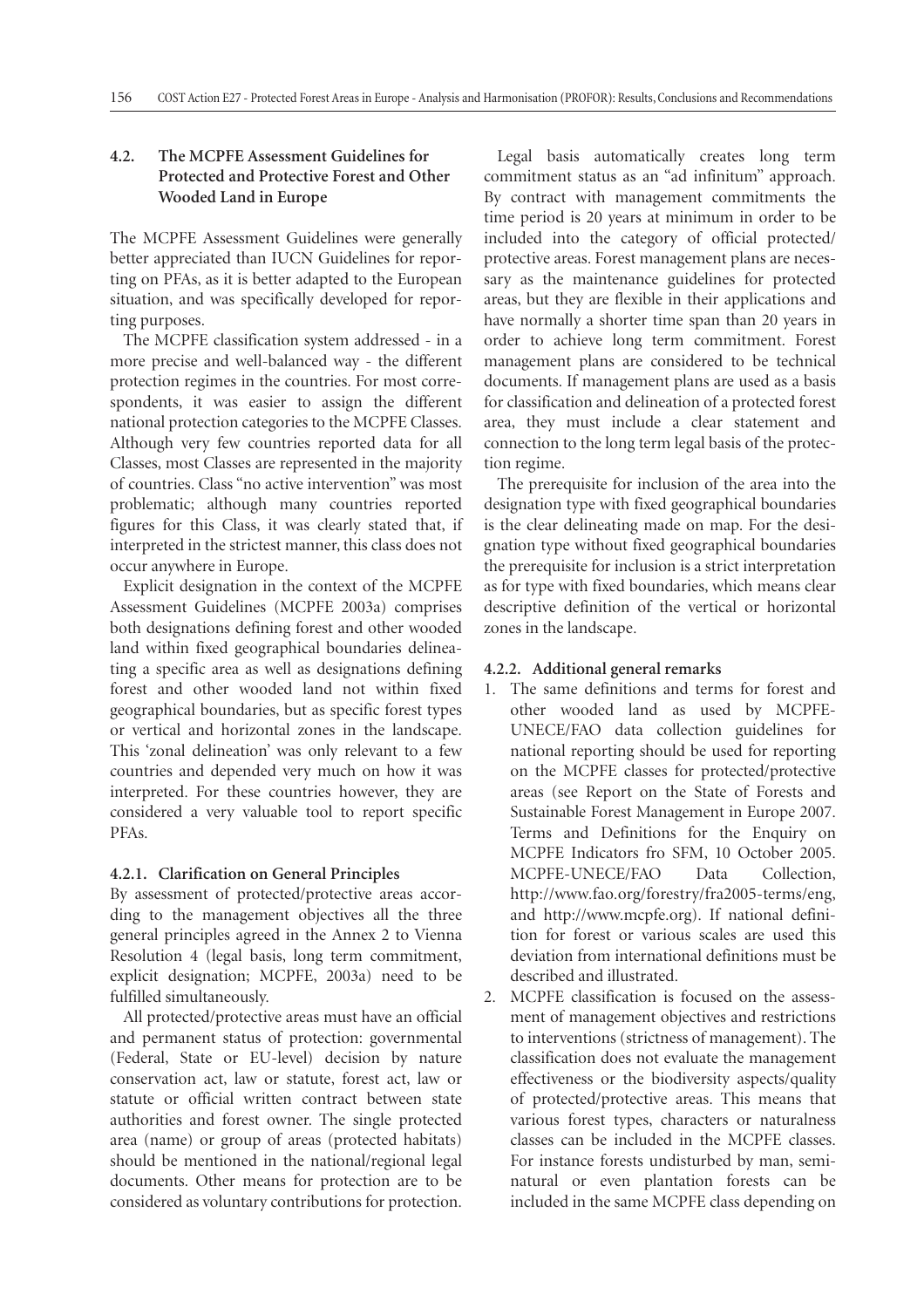## 4.2. The MCPFE Assessment Guidelines for Protected and Protective Forest and Other Wooded Land in Europe

The MCPFE Assessment Guidelines were generally better appreciated than IUCN Guidelines for reporting on PFAs, as it is better adapted to the European situation, and was specifically developed for reporting purposes.

The MCPFE classification system addressed - in a more precise and well-balanced way - the different protection regimes in the countries. For most correspondents, it was easier to assign the different national protection categories to the MCPFE Classes. Although very few countries reported data for all Classes, most Classes are represented in the majority of countries. Class "no active intervention" was most problematic; although many countries reported figures for this Class, it was clearly stated that, if interpreted in the strictest manner, this class does not occur anywhere in Europe.

Explicit designation in the context of the MCPFE Assessment Guidelines (MCPFE 2003a) comprises both designations defining forest and other wooded land within fixed geographical boundaries delineating a specific area as well as designations defining forest and other wooded land not within fixed geographical boundaries, but as specific forest types or vertical and horizontal zones in the landscape. This 'zonal delineation' was only relevant to a few countries and depended very much on how it was interpreted. For these countries however, they are considered a very valuable tool to report specific PFAs.

### 4.2.1. Clarification on General Principles

By assessment of protected/protective areas according to the management objectives all the three general principles agreed in the Annex 2 to Vienna Resolution 4 (legal basis, long term commitment, explicit designation; MCPFE, 2003a) need to be fulfilled simultaneously.

All protected/protective areas must have an official and permanent status of protection: governmental (Federal, State or EU-level) decision by nature conservation act, law or statute, forest act, law or statute or official written contract between state authorities and forest owner. The single protected area (name) or group of areas (protected habitats) should be mentioned in the national/regional legal documents. Other means for protection are to be considered as voluntary contributions for protection.

Legal basis automatically creates long term commitment status as an "ad infinitum" approach. By contract with management commitments the time period is 20 years at minimum in order to be included into the category of official protected/protective areas. Forest management plans are necessary as the maintenance guidelines for protected areas, but they are flexible in their applications and have normally a shorter time span than 20 years in order to achieve long term commitment. Forest management plans are considered to be technical documents. If management plans are used as a basis for classification and delineation of a protected forest area, they must include a clear statement and connection to the long term legal basis of the protection regime.

The prerequisite for inclusion of the area into the designation type with fixed geographical boundaries is the clear delineating made on map. For the designation type without fixed geographical boundaries the prerequisite for inclusion is a strict interpretation as for type with fixed boundaries, which means clear descriptive definition of the vertical or horizontal zones in the landscape.

### 4.2.2. Additional general remarks

1. The same definitions and terms for forest and other wooded land as used by MCPFE-UNECE/FAO data collection guidelines for national reporting should be used for reporting on the MCPFE classes for protected/protective areas (see Report on the State of Forests and Sustainable Forest Management in Europe 2007. Terms and Definitions for the Enquiry on MCPFE Indicators fro SFM, 10 October 2005. MCPFE-UNECE/FAO Data Collection, http://www.fao.org/forestry/fra2005-terms/eng, and http://www.mcpfe.org). If national definition for forest or various scales are used this deviation from international definitions must be described and illustrated.
2. MCPFE classification is focused on the assessment of management objectives and restrictions to interventions (strictness of management). The classification does not evaluate the management effectiveness or the biodiversity aspects/quality of protected/protective areas. This means that various forest types, characters or naturalness classes can be included in the MCPFE classes. For instance forests undisturbed by man, semi-natural or even plantation forests can be included in the same MCPFE class depending on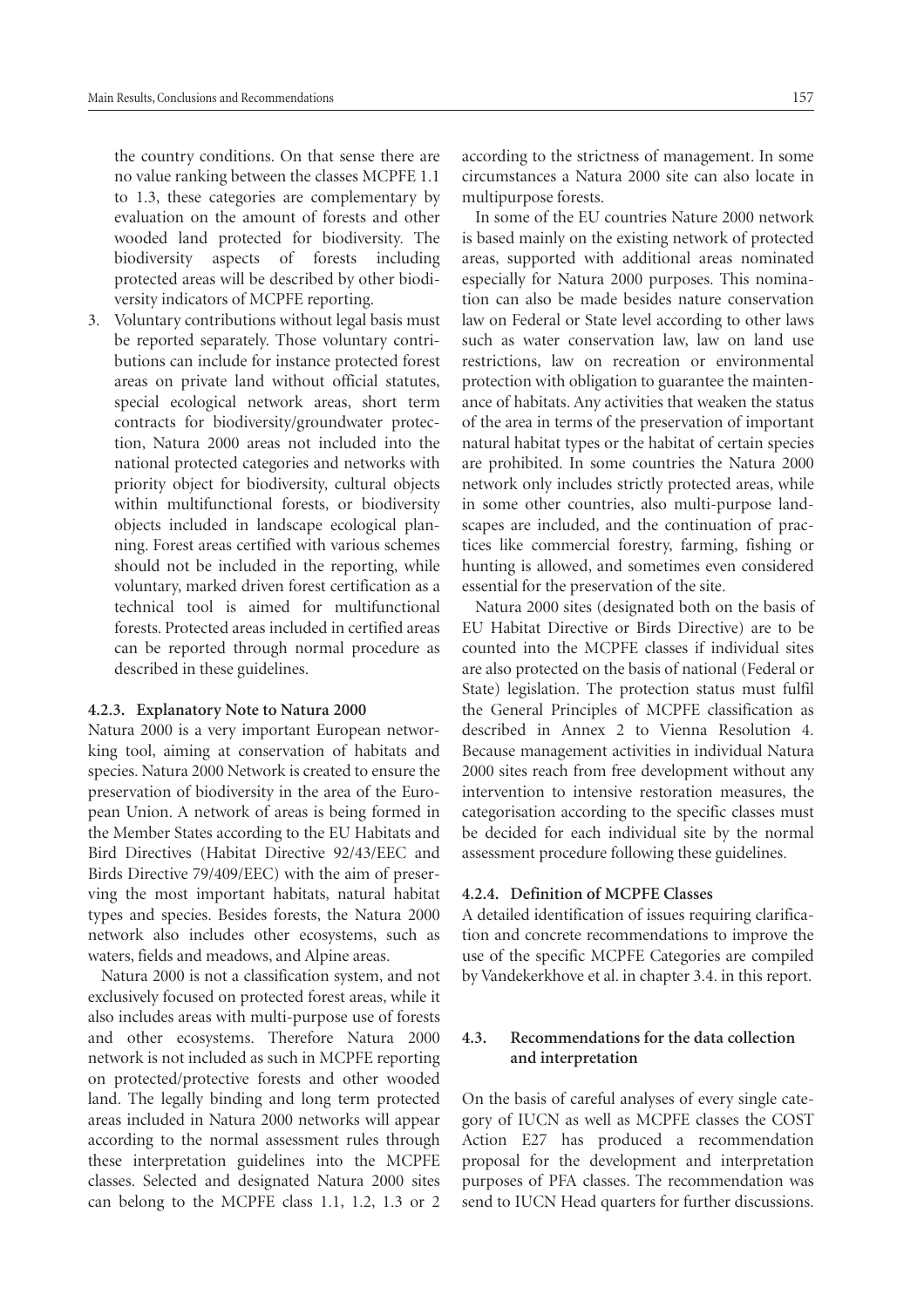the country conditions. On that sense there are no value ranking between the classes MCPFE 1.1 to 1.3, these categories are complementary by evaluation on the amount of forests and other wooded land protected for biodiversity. The biodiversity aspects of forests including protected areas will be described by other biodiversity indicators of MCPFE reporting.

3. Voluntary contributions without legal basis must be reported separately. Those voluntary contributions can include for instance protected forest areas on private land without official statutes, special ecological network areas, short term contracts for biodiversity/groundwater protection, Natura 2000 areas not included into the national protected categories and networks with priority object for biodiversity, cultural objects within multifunctional forests, or biodiversity objects included in landscape ecological planning. Forest areas certified with various schemes should not be included in the reporting, while voluntary, marked driven forest certification as a technical tool is aimed for multifunctional forests. Protected areas included in certified areas can be reported through normal procedure as described in these guidelines.

#### 4.2.3. Explanatory Note to Natura 2000

Natura 2000 is a very important European networking tool, aiming at conservation of habitats and species. Natura 2000 Network is created to ensure the preservation of biodiversity in the area of the European Union. A network of areas is being formed in the Member States according to the EU Habitats and Bird Directives (Habitat Directive 92/43/EEC and Birds Directive 79/409/EEC) with the aim of preserving the most important habitats, natural habitat types and species. Besides forests, the Natura 2000 network also includes other ecosystems, such as waters, fields and meadows, and Alpine areas.

Natura 2000 is not a classification system, and not exclusively focused on protected forest areas, while it also includes areas with multi-purpose use of forests and other ecosystems. Therefore Natura 2000 network is not included as such in MCPFE reporting on protected/protective forests and other wooded land. The legally binding and long term protected areas included in Natura 2000 networks will appear according to the normal assessment rules through these interpretation guidelines into the MCPFE classes. Selected and designated Natura 2000 sites can belong to the MCPFE class 1.1, 1.2, 1.3 or 2 according to the strictness of management. In some circumstances a Natura 2000 site can also locate in multipurpose forests.

In some of the EU countries Nature 2000 network is based mainly on the existing network of protected areas, supported with additional areas nominated especially for Natura 2000 purposes. This nomination can also be made besides nature conservation law on Federal or State level according to other laws such as water conservation law, law on land use restrictions, law on recreation or environmental protection with obligation to guarantee the maintenance of habitats. Any activities that weaken the status of the area in terms of the preservation of important natural habitat types or the habitat of certain species are prohibited. In some countries the Natura 2000 network only includes strictly protected areas, while in some other countries, also multi-purpose landscapes are included, and the continuation of practices like commercial forestry, farming, fishing or hunting is allowed, and sometimes even considered essential for the preservation of the site.

Natura 2000 sites (designated both on the basis of EU Habitat Directive or Birds Directive) are to be counted into the MCPFE classes if individual sites are also protected on the basis of national (Federal or State) legislation. The protection status must fulfil the General Principles of MCPFE classification as described in Annex 2 to Vienna Resolution 4. Because management activities in individual Natura 2000 sites reach from free development without any intervention to intensive restoration measures, the categorisation according to the specific classes must be decided for each individual site by the normal assessment procedure following these guidelines.

#### 4.2.4. Definition of MCPFE Classes

A detailed identification of issues requiring clarification and concrete recommendations to improve the use of the specific MCPFE Categories are compiled by Vandekerkhove et al. in chapter 3.4. in this report.

### 4.3. Recommendations for the data collection and interpretation

On the basis of careful analyses of every single category of IUCN as well as MCPFE classes the COST Action E27 has produced a recommendation proposal for the development and interpretation purposes of PFA classes. The recommendation was send to IUCN Head quarters for further discussions.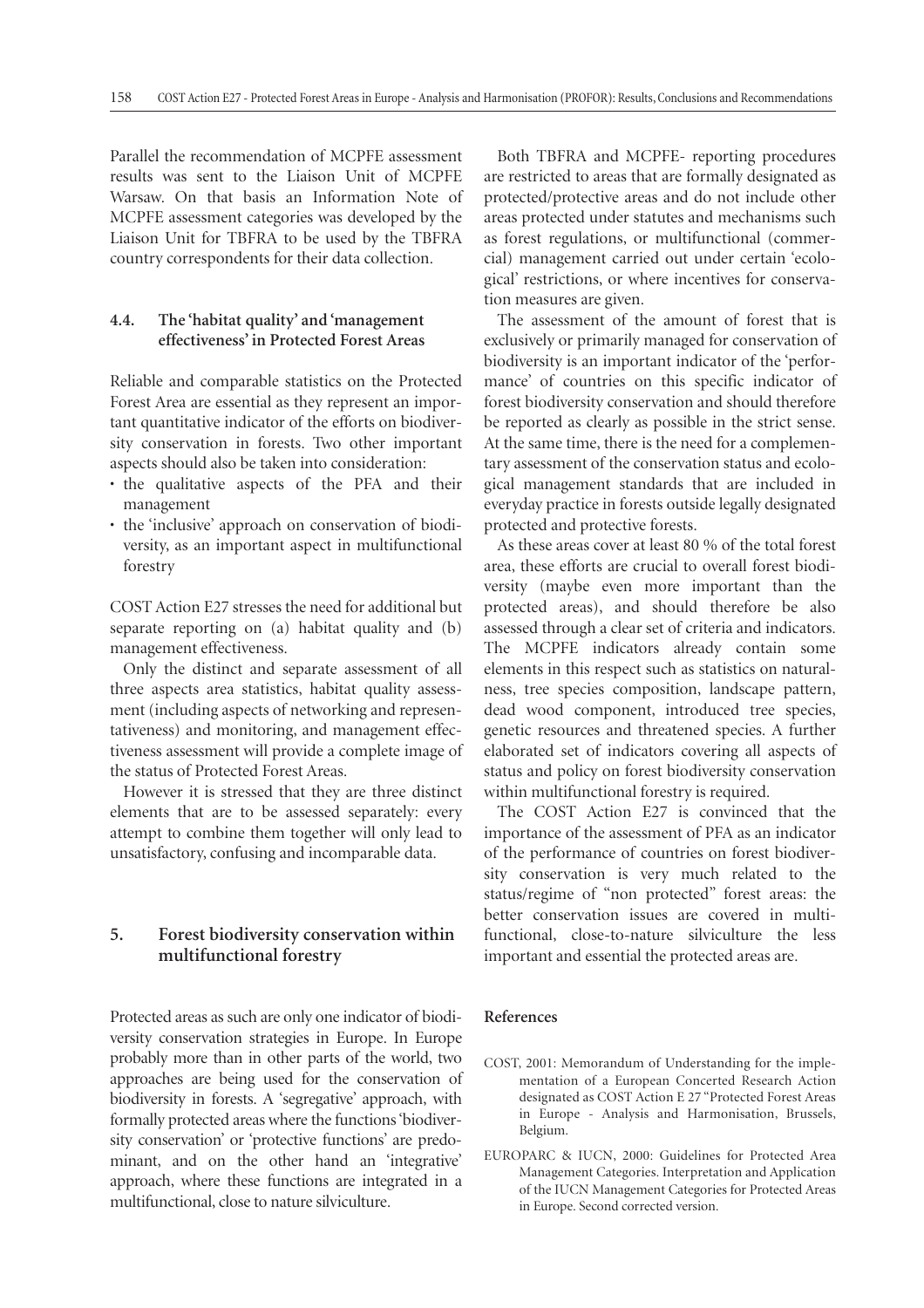Parallel the recommendation of MCPFE assessment results was sent to the Liaison Unit of MCPFE Warsaw. On that basis an Information Note of MCPFE assessment categories was developed by the Liaison Unit for TBFRA to be used by the TBFRA country correspondents for their data collection.

### 4.4. The 'habitat quality' and 'management effectiveness' in Protected Forest Areas

Reliable and comparable statistics on the Protected Forest Area are essential as they represent an important quantitative indicator of the efforts on biodiversity conservation in forests. Two other important aspects should also be taken into consideration:

- the qualitative aspects of the PFA and their management
- the 'inclusive' approach on conservation of biodiversity, as an important aspect in multifunctional forestry

COST Action E27 stresses the need for additional but separate reporting on (a) habitat quality and (b) management effectiveness.

Only the distinct and separate assessment of all three aspects area statistics, habitat quality assessment (including aspects of networking and representativeness) and monitoring, and management effectiveness assessment will provide a complete image of the status of Protected Forest Areas.

However it is stressed that they are three distinct elements that are to be assessed separately: every attempt to combine them together will only lead to unsatisfactory, confusing and incomparable data.

## 5. Forest biodiversity conservation within multifunctional forestry

Protected areas as such are only one indicator of biodiversity conservation strategies in Europe. In Europe probably more than in other parts of the world, two approaches are being used for the conservation of biodiversity in forests. A 'segregative' approach, with formally protected areas where the functions 'biodiversity conservation' or 'protective functions' are predominant, and on the other hand an 'integrative' approach, where these functions are integrated in a multifunctional, close to nature silviculture.

Both TBFRA and MCPFE- reporting procedures are restricted to areas that are formally designated as protected/protective areas and do not include other areas protected under statutes and mechanisms such as forest regulations, or multifunctional (commercial) management carried out under certain 'ecological' restrictions, or where incentives for conservation measures are given.

The assessment of the amount of forest that is exclusively or primarily managed for conservation of biodiversity is an important indicator of the 'performance' of countries on this specific indicator of forest biodiversity conservation and should therefore be reported as clearly as possible in the strict sense. At the same time, there is the need for a complementary assessment of the conservation status and ecological management standards that are included in everyday practice in forests outside legally designated protected and protective forests.

As these areas cover at least 80 % of the total forest area, these efforts are crucial to overall forest biodiversity (maybe even more important than the protected areas), and should therefore be also assessed through a clear set of criteria and indicators. The MCPFE indicators already contain some elements in this respect such as statistics on naturalness, tree species composition, landscape pattern, dead wood component, introduced tree species, genetic resources and threatened species. A further elaborated set of indicators covering all aspects of status and policy on forest biodiversity conservation within multifunctional forestry is required.

The COST Action E27 is convinced that the importance of the assessment of PFA as an indicator of the performance of countries on forest biodiversity conservation is very much related to the status/regime of "non protected" forest areas: the better conservation issues are covered in multifunctional, close-to-nature silviculture the less important and essential the protected areas are.

### References

COST, 2001: Memorandum of Understanding for the implementation of a European Concerted Research Action designated as COST Action E 27 "Protected Forest Areas in Europe - Analysis and Harmonisation, Brussels, Belgium.

EUROPARC & IUCN, 2000: Guidelines for Protected Area Management Categories. Interpretation and Application of the IUCN Management Categories for Protected Areas in Europe. Second corrected version.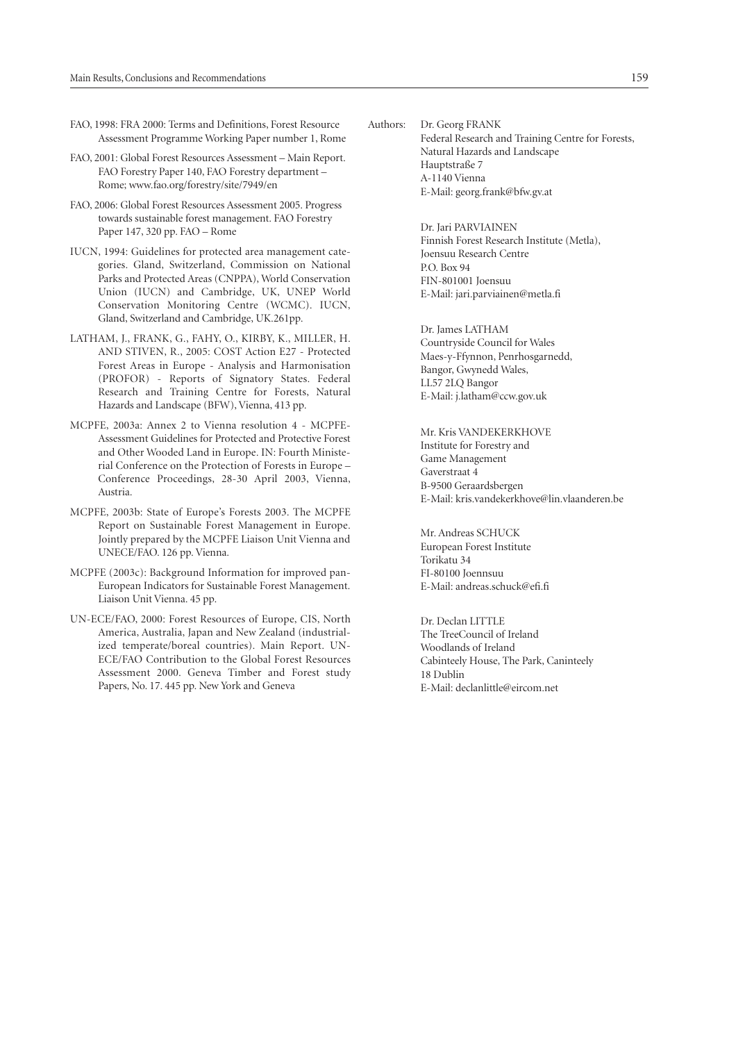FAO, 1998: FRA 2000: Terms and Definitions, Forest Resource Assessment Programme Working Paper number 1, Rome

FAO, 2001: Global Forest Resources Assessment – Main Report. FAO Forestry Paper 140, FAO Forestry department – Rome; www.fao.org/forestry/site/7949/en

FAO, 2006: Global Forest Resources Assessment 2005. Progress towards sustainable forest management. FAO Forestry Paper 147, 320 pp. FAO – Rome

IUCN, 1994: Guidelines for protected area management categories. Gland, Switzerland, Commission on National Parks and Protected Areas (CNPPA), World Conservation Union (IUCN) and Cambridge, UK, UNEP World Conservation Monitoring Centre (WCMC). IUCN, Gland, Switzerland and Cambridge, UK.261pp.

LATHAM, J., FRANK, G., FAHY, O., KIRBY, K., MILLER, H. AND STIVEN, R., 2005: COST Action E27 - Protected Forest Areas in Europe - Analysis and Harmonisation (PROFOR) - Reports of Signatory States. Federal Research and Training Centre for Forests, Natural Hazards and Landscape (BFW), Vienna, 413 pp.

MCPFE, 2003a: Annex 2 to Vienna resolution 4 - MCPFE-Assessment Guidelines for Protected and Protective Forest and Other Wooded Land in Europe. IN: Fourth Ministerial Conference on the Protection of Forests in Europe – Conference Proceedings, 28-30 April 2003, Vienna, Austria.

MCPFE, 2003b: State of Europe's Forests 2003. The MCPFE Report on Sustainable Forest Management in Europe. Jointly prepared by the MCPFE Liaison Unit Vienna and UNECE/FAO. 126 pp. Vienna.

MCPFE (2003c): Background Information for improved pan-European Indicators for Sustainable Forest Management. Liaison Unit Vienna. 45 pp.

UN-ECE/FAO, 2000: Forest Resources of Europe, CIS, North America, Australia, Japan and New Zealand (industrialized temperate/boreal countries). Main Report. UN-ECE/FAO Contribution to the Global Forest Resources Assessment 2000. Geneva Timber and Forest study Papers, No. 17. 445 pp. New York and Geneva

Authors:

Dr. Georg FRANK
Federal Research and Training Centre for Forests, Natural Hazards and Landscape
Hauptstraße 7
A-1140 Vienna
E-Mail: georg.frank@bfw.gv.at

Dr. Jari PARVIAINEN
Finnish Forest Research Institute (Metla), Joensuu Research Centre
P.O. Box 94
FIN-801001 Joensuu
E-Mail: jari.parviainen@metla.fi

Dr. James LATHAM
Countryside Council for Wales
Maes-y-Ffynnon, Penrhosgarnedd,
Bangor, Gwynedd Wales,
LL57 2LQ Bangor
E-Mail: j.latham@ccw.gov.uk

Mr. Kris VANDEKERKHOVE
Institute for Forestry and Game Management
Gaverstraat 4
B-9500 Geraardsbergen
E-Mail: kris.vandekerkhove@lin.vlaanderen.be

Mr. Andreas SCHUCK
European Forest Institute
Torikatu 34
FI-80100 Joennsuu
E-Mail: andreas.schuck@efi.fi

Dr. Declan LITTLE
The TreeCouncil of Ireland
Woodlands of Ireland
Cabinteely House, The Park, Caninteely
18 Dublin
E-Mail: declanlittle@eircom.net